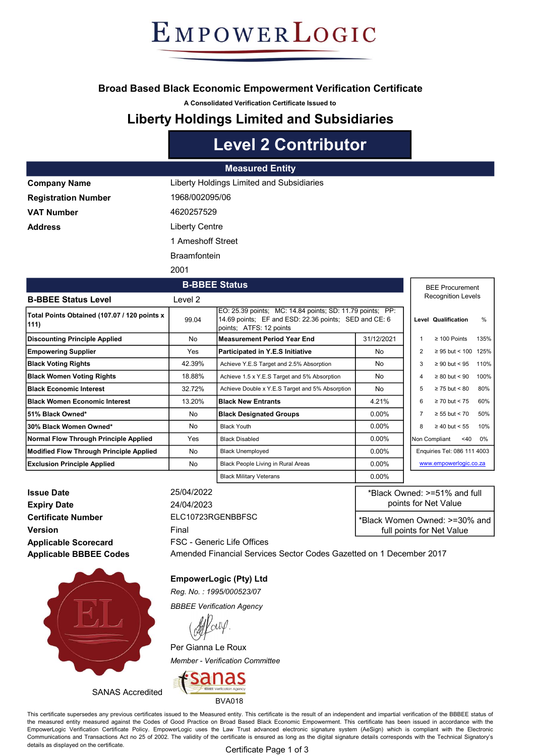# EmpowerLogic

## Broad Based Black Economic Empowerment Verification Certificate

A Consolidated Verification Certificate Issued to

## Liberty Holdings Limited and Subsidiaries

## Level 2 Contributor

### Measured Entity

| | |
|---|---|
| **Company Name** | Liberty Holdings Limited and Subsidiaries |
| **Registration Number** | 1968/002095/06 |
| **VAT Number** | 4620257529 |
| **Address** | Liberty Centre<br>1 Ameshoff Street<br>Braamfontein<br>2001 |

### B-BBEE Status

| | | | |
|---|---|---|---|
| **B-BBEE Status Level** | Level 2 | | |
| **Total Points Obtained (107.07 / 120 points x 111)** | 99.04 | EO: 25.39 points; MC: 14.84 points; SD: 11.79 points; PP: 14.69 points; EF and ESD: 22.36 points; SED and CE: 6 points; ATFS: 12 points | |
| **Discounting Principle Applied** | No | **Measurement Period Year End** | 31/12/2021 |
| **Empowering Supplier** | Yes | **Participated in Y.E.S Initiative** | No |
| **Black Voting Rights** | 42.39% | Achieve Y.E.S Target and 2.5% Absorption | No |
| **Black Women Voting Rights** | 18.88% | Achieve 1.5 x Y.E.S Target and 5% Absorption | No |
| **Black Economic Interest** | 32.72% | Achieve Double x Y.E.S Target and 5% Absorption | No |
| **Black Women Economic Interest** | 13.20% | **Black New Entrants** | 4.21% |
| **51% Black Owned*** | No | **Black Designated Groups** | 0.00% |
| **30% Black Women Owned*** | No | Black Youth | 0.00% |
| **Normal Flow Through Principle Applied** | Yes | Black Disabled | 0.00% |
| **Modified Flow Through Principle Applied** | No | Black Unemployed | 0.00% |
| **Exclusion Principle Applied** | No | Black People Living in Rural Areas | 0.00% |
| | | Black Military Veterans | 0.00% |

**BEE Procurement Recognition Levels**

| Level | Qualification | % |
|---|---|---|
| 1 | ≥ 100 Points | 135% |
| 2 | ≥ 95 but < 100 | 125% |
| 3 | ≥ 90 but < 95 | 110% |
| 4 | ≥ 80 but < 90 | 100% |
| 5 | ≥ 75 but < 80 | 80% |
| 6 | ≥ 70 but < 75 | 60% |
| 7 | ≥ 55 but < 70 | 50% |
| 8 | ≥ 40 but < 55 | 10% |
| Non Compliant | <40 | 0% |

Enquiries Tel: 086 111 4003

www.empowerlogic.co.za

| | |
|---|---|
| **Issue Date** | 25/04/2022 |
| **Expiry Date** | 24/04/2023 |
| **Certificate Number** | ELC10723RGENBBFSC |
| **Version** | Final |
| **Applicable Scorecard** | FSC - Generic Life Offices |
| **Applicable BBBEE Codes** | Amended Financial Services Sector Codes Gazetted on 1 December 2017 |

*Black Owned: >=51% and full points for Net Value

*Black Women Owned: >=30% and full points for Net Value

**EmpowerLogic (Pty) Ltd**

*Reg. No. : 1995/000523/07*

*BBBEE Verification Agency*

Per Gianna Le Roux

*Member - Verification Committee*

SANAS Accredited

BVA018

This certificate supersedes any previous certificates issued to the Measured entity. This certificate is the result of an independent and impartial verification of the BBBEE status of the measured entity measured against the Codes of Good Practice on Broad Based Black Economic Empowerment. This certificate has been issued in accordance with the EmpowerLogic Verification Certificate Policy. EmpowerLogic uses the Law Trust advanced electronic signature system (AeSign) which is compliant with the Electronic Communications and Transactions Act no 25 of 2002. The validity of the certificate is ensured as long as the digital signature details corresponds with the Technical Signatory's details as displayed on the certificate.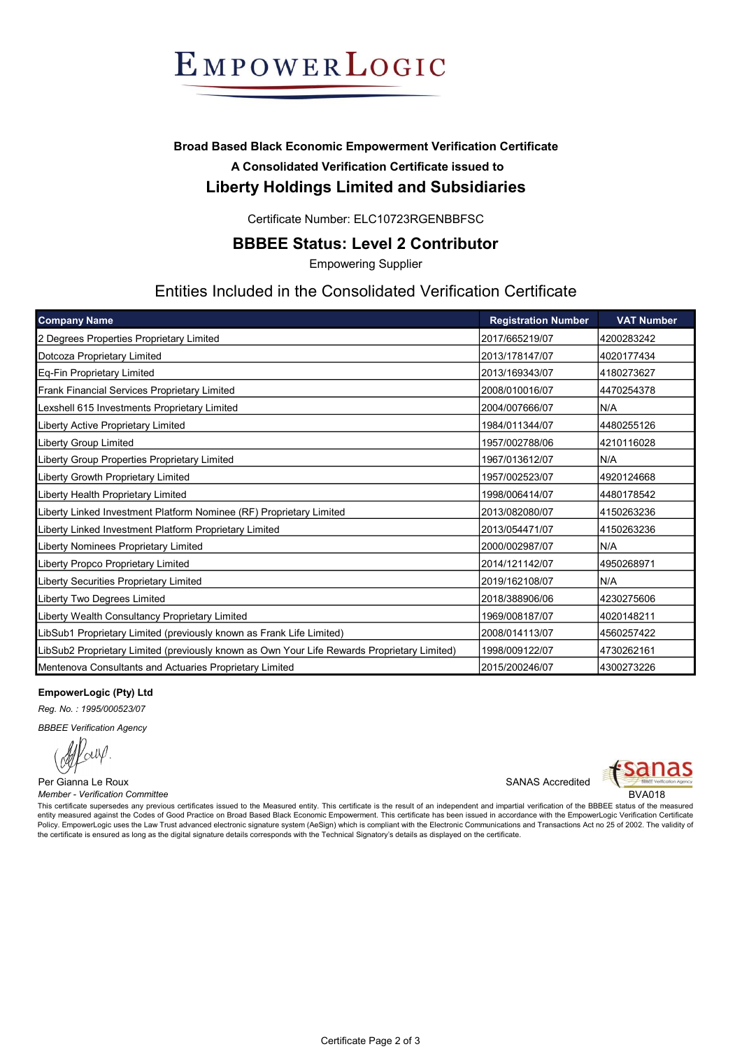# EmpowerLogic

**Broad Based Black Economic Empowerment Verification Certificate**

**A Consolidated Verification Certificate issued to**

## Liberty Holdings Limited and Subsidiaries

Certificate Number: ELC10723RGENBBFSC

### BBBEE Status: Level 2 Contributor

Empowering Supplier

## Entities Included in the Consolidated Verification Certificate

| Company Name | Registration Number | VAT Number |
|---|---|---|
| 2 Degrees Properties Proprietary Limited | 2017/665219/07 | 4200283242 |
| Dotcoza Proprietary Limited | 2013/178147/07 | 4020177434 |
| Eq-Fin Proprietary Limited | 2013/169343/07 | 4180273627 |
| Frank Financial Services Proprietary Limited | 2008/010016/07 | 4470254378 |
| Lexshell 615 Investments Proprietary Limited | 2004/007666/07 | N/A |
| Liberty Active Proprietary Limited | 1984/011344/07 | 4480255126 |
| Liberty Group Limited | 1957/002788/06 | 4210116028 |
| Liberty Group Properties Proprietary Limited | 1967/013612/07 | N/A |
| Liberty Growth Proprietary Limited | 1957/002523/07 | 4920124668 |
| Liberty Health Proprietary Limited | 1998/006414/07 | 4480178542 |
| Liberty Linked Investment Platform Nominee (RF) Proprietary Limited | 2013/082080/07 | 4150263236 |
| Liberty Linked Investment Platform Proprietary Limited | 2013/054471/07 | 4150263236 |
| Liberty Nominees Proprietary Limited | 2000/002987/07 | N/A |
| Liberty Propco Proprietary Limited | 2014/121142/07 | 4950268971 |
| Liberty Securities Proprietary Limited | 2019/162108/07 | N/A |
| Liberty Two Degrees Limited | 2018/388906/06 | 4230275606 |
| Liberty Wealth Consultancy Proprietary Limited | 1969/008187/07 | 4020148211 |
| LibSub1 Proprietary Limited (previously known as Frank Life Limited) | 2008/014113/07 | 4560257422 |
| LibSub2 Proprietary Limited (previously known as Own Your Life Rewards Proprietary Limited) | 1998/009122/07 | 4730262161 |
| Mentenova Consultants and Actuaries Proprietary Limited | 2015/200246/07 | 4300273226 |

**EmpowerLogic (Pty) Ltd**

*Reg. No. : 1995/000523/07*

*BBBEE Verification Agency*

Per Gianna Le Roux

*Member - Verification Committee*

SANAS Accredited

BVA018

This certificate supersedes any previous certificates issued to the Measured entity. This certificate is the result of an independent and impartial verification of the BBBEE status of the measured entity measured against the Codes of Good Practice on Broad Based Black Economic Empowerment. This certificate has been issued in accordance with the EmpowerLogic Verification Certificate Policy. EmpowerLogic uses the Law Trust advanced electronic signature system (AeSign) which is compliant with the Electronic Communications and Transactions Act no 25 of 2002. The validity of the certificate is ensured as long as the digital signature details corresponds with the Technical Signatory's details as displayed on the certificate.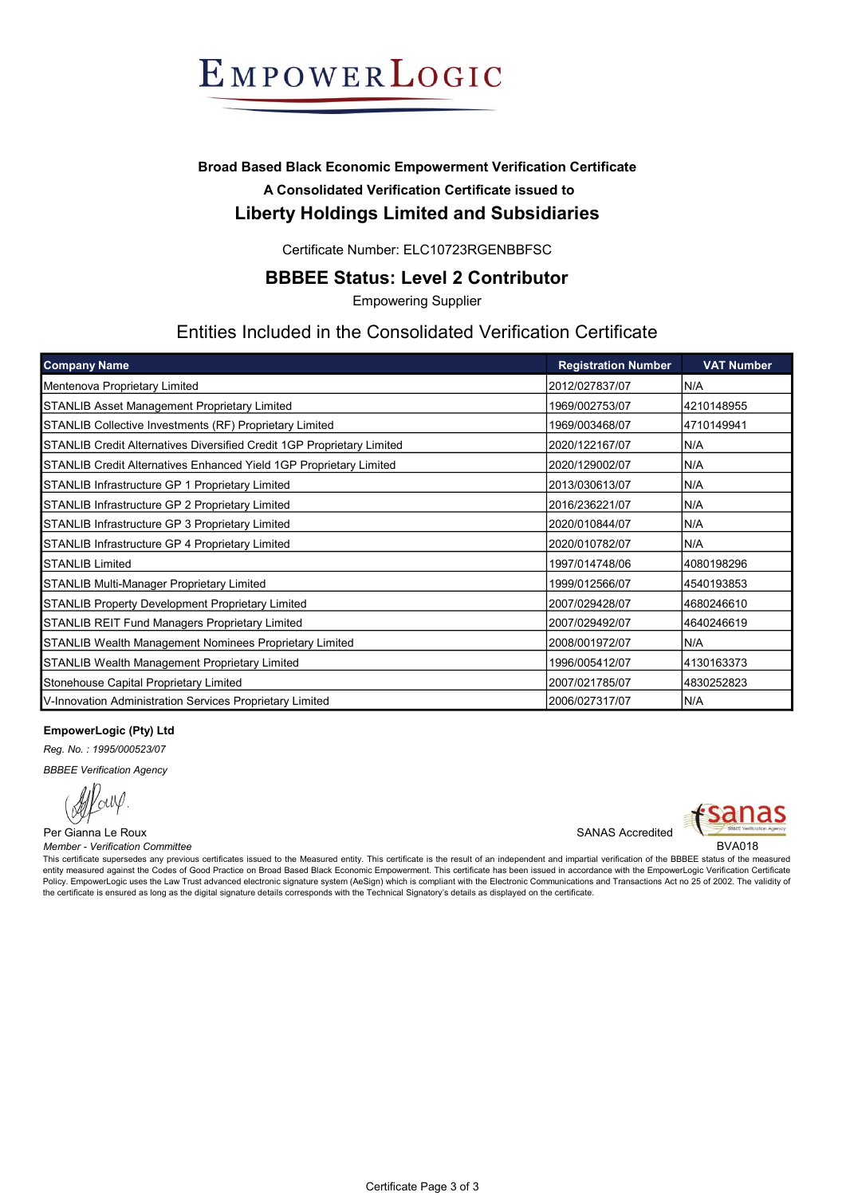# EmpowerLogic

**Broad Based Black Economic Empowerment Verification Certificate**

**A Consolidated Verification Certificate issued to**

## Liberty Holdings Limited and Subsidiaries

Certificate Number: ELC10723RGENBBFSC

## BBBEE Status: Level 2 Contributor

Empowering Supplier

### Entities Included in the Consolidated Verification Certificate

| Company Name | Registration Number | VAT Number |
|---|---|---|
| Mentenova Proprietary Limited | 2012/027837/07 | N/A |
| STANLIB Asset Management Proprietary Limited | 1969/002753/07 | 4210148955 |
| STANLIB Collective Investments (RF) Proprietary Limited | 1969/003468/07 | 4710149941 |
| STANLIB Credit Alternatives Diversified Credit 1GP Proprietary Limited | 2020/122167/07 | N/A |
| STANLIB Credit Alternatives Enhanced Yield 1GP Proprietary Limited | 2020/129002/07 | N/A |
| STANLIB Infrastructure GP 1 Proprietary Limited | 2013/030613/07 | N/A |
| STANLIB Infrastructure GP 2 Proprietary Limited | 2016/236221/07 | N/A |
| STANLIB Infrastructure GP 3 Proprietary Limited | 2020/010844/07 | N/A |
| STANLIB Infrastructure GP 4 Proprietary Limited | 2020/010782/07 | N/A |
| STANLIB Limited | 1997/014748/06 | 4080198296 |
| STANLIB Multi-Manager Proprietary Limited | 1999/012566/07 | 4540193853 |
| STANLIB Property Development Proprietary Limited | 2007/029428/07 | 4680246610 |
| STANLIB REIT Fund Managers Proprietary Limited | 2007/029492/07 | 4640246619 |
| STANLIB Wealth Management Nominees Proprietary Limited | 2008/001972/07 | N/A |
| STANLIB Wealth Management Proprietary Limited | 1996/005412/07 | 4130163373 |
| Stonehouse Capital Proprietary Limited | 2007/021785/07 | 4830252823 |
| V-Innovation Administration Services Proprietary Limited | 2006/027317/07 | N/A |

**EmpowerLogic (Pty) Ltd**

*Reg. No. : 1995/000523/07*

*BBBEE Verification Agency*

Per Gianna Le Roux

*Member - Verification Committee*

SANAS Accredited

BVA018

This certificate supersedes any previous certificates issued to the Measured entity. This certificate is the result of an independent and impartial verification of the BBBEE status of the measured entity measured against the Codes of Good Practice on Broad Based Black Economic Empowerment. This certificate has been issued in accordance with the EmpowerLogic Verification Certificate Policy. EmpowerLogic uses the Law Trust advanced electronic signature system (AeSign) which is compliant with the Electronic Communications and Transactions Act no 25 of 2002. The validity of the certificate is ensured as long as the digital signature details corresponds with the Technical Signatory's details as displayed on the certificate.